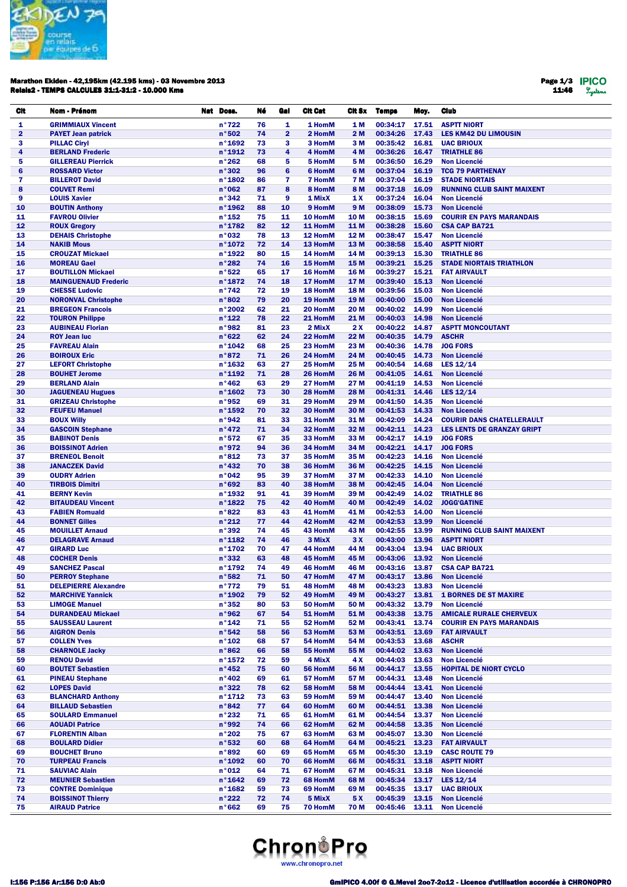**Marathon Ekiden - 42,195km (42.195 kms) - 03 Novembre 2013**
**Relais2 - TEMPS CALCULES 31:1-31:2 - 10.000 Kms**

11:46

| Clt | Nom - Prénom | Nat | Doss. | Né | Gal | Clt Cat | Clt Sx | Temps | Moy. | Club |
|---|---|---|---|---|---|---|---|---|---|---|
| 1 | GRIMMIAUX Vincent | | n°722 | 76 | 1 | 1 HomM | 1 M | 00:34:17 | 17.51 | ASPTT NIORT |
| 2 | PAYET Jean patrick | | n°502 | 74 | 2 | 2 HomM | 2 M | 00:34:26 | 17.43 | LES KM42 DU LIMOUSIN |
| 3 | PILLAC Ciryl | | n°1692 | 73 | 3 | 3 HomM | 3 M | 00:35:42 | 16.81 | UAC BRIOUX |
| 4 | BERLAND Frederic | | n°1912 | 73 | 4 | 4 HomM | 4 M | 00:36:26 | 16.47 | TRIATHLE 86 |
| 5 | GILLEREAU Pierrick | | n°262 | 68 | 5 | 5 HomM | 5 M | 00:36:50 | 16.29 | Non Licencié |
| 6 | ROSSARD Victor | | n°302 | 96 | 6 | 6 HomM | 6 M | 00:37:04 | 16.19 | TCG 79 PARTHENAY |
| 7 | BILLEROT David | | n°1802 | 86 | 7 | 7 HomM | 7 M | 00:37:04 | 16.19 | STADE NIORTAIS |
| 8 | COUVET Remi | | n°062 | 87 | 8 | 8 HomM | 8 M | 00:37:18 | 16.09 | RUNNING CLUB SAINT MAIXENT |
| 9 | LOUIS Xavier | | n°342 | 71 | 9 | 1 MixX | 1 X | 00:37:24 | 16.04 | Non Licencié |
| 10 | BOUTIN Anthony | | n°1962 | 88 | 10 | 9 HomM | 9 M | 00:38:09 | 15.73 | Non Licencié |
| 11 | FAVROU Olivier | | n°152 | 75 | 11 | 10 HomM | 10 M | 00:38:15 | 15.69 | COURIR EN PAYS MARANDAIS |
| 12 | ROUX Gregory | | n°1782 | 82 | 12 | 11 HomM | 11 M | 00:38:28 | 15.60 | CSA CAP BA721 |
| 13 | DEHAIS Christophe | | n°032 | 78 | 13 | 12 HomM | 12 M | 00:38:47 | 15.47 | Non Licencié |
| 14 | NAKIB Mous | | n°1072 | 72 | 14 | 13 HomM | 13 M | 00:38:58 | 15.40 | ASPTT NIORT |
| 15 | CROUZAT Mickael | | n°1922 | 80 | 15 | 14 HomM | 14 M | 00:39:13 | 15.30 | TRIATHLE 86 |
| 16 | MOREAU Gael | | n°282 | 74 | 16 | 15 HomM | 15 M | 00:39:21 | 15.25 | STADE NIORTAIS TRIATHLON |
| 17 | BOUTILLON Mickael | | n°522 | 65 | 17 | 16 HomM | 16 M | 00:39:27 | 15.21 | FAT AIRVAULT |
| 18 | MAINGUENAUD Frederic | | n°1872 | 74 | 18 | 17 HomM | 17 M | 00:39:40 | 15.13 | Non Licencié |
| 19 | CHESSE Ludovic | | n°742 | 72 | 19 | 18 HomM | 18 M | 00:39:56 | 15.03 | Non Licencié |
| 20 | NORONVAL Christophe | | n°802 | 79 | 20 | 19 HomM | 19 M | 00:40:00 | 15.00 | Non Licencié |
| 21 | BREGEON Francois | | n°2002 | 62 | 21 | 20 HomM | 20 M | 00:40:02 | 14.99 | Non Licencié |
| 22 | TOURON Philippe | | n°122 | 78 | 22 | 21 HomM | 21 M | 00:40:03 | 14.98 | Non Licencié |
| 23 | AUBINEAU Florian | | n°982 | 81 | 23 | 2 MixX | 2 X | 00:40:22 | 14.87 | ASPTT MONCOUTANT |
| 24 | ROY Jean luc | | n°622 | 62 | 24 | 22 HomM | 22 M | 00:40:35 | 14.79 | ASCHR |
| 25 | FAVREAU Alain | | n°1042 | 68 | 25 | 23 HomM | 23 M | 00:40:36 | 14.78 | JOG FORS |
| 26 | BOIROUX Eric | | n°872 | 71 | 26 | 24 HomM | 24 M | 00:40:45 | 14.73 | Non Licencié |
| 27 | LEFORT Christophe | | n°1632 | 63 | 27 | 25 HomM | 25 M | 00:40:54 | 14.68 | LES 12/14 |
| 28 | BOUHET Jerome | | n°1192 | 71 | 28 | 26 HomM | 26 M | 00:41:05 | 14.61 | Non Licencié |
| 29 | BERLAND Alain | | n°462 | 63 | 29 | 27 HomM | 27 M | 00:41:19 | 14.53 | Non Licencié |
| 30 | JAGUENEAU Hugues | | n°1602 | 73 | 30 | 28 HomM | 28 M | 00:41:31 | 14.46 | LES 12/14 |
| 31 | GRIZEAU Christophe | | n°952 | 69 | 31 | 29 HomM | 29 M | 00:41:50 | 14.35 | Non Licencié |
| 32 | FEUFEU Manuel | | n°1592 | 70 | 32 | 30 HomM | 30 M | 00:41:53 | 14.33 | Non Licencié |
| 33 | BOUX Willy | | n°942 | 81 | 33 | 31 HomM | 31 M | 00:42:09 | 14.24 | COURIR DANS CHATELLERAULT |
| 34 | GASCOIN Stephane | | n°472 | 71 | 34 | 32 HomM | 32 M | 00:42:11 | 14.23 | LES LENTS DE GRANZAY GRIPT |
| 35 | BABINOT Denis | | n°572 | 67 | 35 | 33 HomM | 33 M | 00:42:17 | 14.19 | JOG FORS |
| 36 | BOISSINOT Adrien | | n°972 | 94 | 36 | 34 HomM | 34 M | 00:42:21 | 14.17 | JOG FORS |
| 37 | BRENEOL Benoit | | n°812 | 73 | 37 | 35 HomM | 35 M | 00:42:23 | 14.16 | Non Licencié |
| 38 | JANACZEK David | | n°432 | 70 | 38 | 36 HomM | 36 M | 00:42:25 | 14.15 | Non Licencié |
| 39 | OUDRY Adrien | | n°042 | 95 | 39 | 37 HomM | 37 M | 00:42:33 | 14.10 | Non Licencié |
| 40 | TIRBOIS Dimitri | | n°692 | 83 | 40 | 38 HomM | 38 M | 00:42:45 | 14.04 | Non Licencié |
| 41 | BERNY Kevin | | n°1932 | 91 | 41 | 39 HomM | 39 M | 00:42:49 | 14.02 | TRIATHLE 86 |
| 42 | BITAUDEAU Vincent | | n°1822 | 75 | 42 | 40 HomM | 40 M | 00:42:49 | 14.02 | JOGG'GATINE |
| 43 | FABIEN Romuald | | n°822 | 83 | 43 | 41 HomM | 41 M | 00:42:53 | 14.00 | Non Licencié |
| 44 | BONNET Gilles | | n°212 | 77 | 44 | 42 HomM | 42 M | 00:42:53 | 13.99 | Non Licencié |
| 45 | MOUILLET Arnaud | | n°392 | 74 | 45 | 43 HomM | 43 M | 00:42:55 | 13.99 | RUNNING CLUB SAINT MAIXENT |
| 46 | DELAGRAVE Arnaud | | n°1182 | 74 | 46 | 3 MixX | 3 X | 00:43:00 | 13.96 | ASPTT NIORT |
| 47 | GIRARD Luc | | n°1702 | 70 | 47 | 44 HomM | 44 M | 00:43:04 | 13.94 | UAC BRIOUX |
| 48 | COCHER Denis | | n°332 | 63 | 48 | 45 HomM | 45 M | 00:43:06 | 13.92 | Non Licencié |
| 49 | SANCHEZ Pascal | | n°1792 | 74 | 49 | 46 HomM | 46 M | 00:43:16 | 13.87 | CSA CAP BA721 |
| 50 | PERROY Stephane | | n°582 | 71 | 50 | 47 HomM | 47 M | 00:43:17 | 13.86 | Non Licencié |
| 51 | DELEPIERRE Alexandre | | n°772 | 79 | 51 | 48 HomM | 48 M | 00:43:23 | 13.83 | Non Licencié |
| 52 | MARCHIVE Yannick | | n°1902 | 79 | 52 | 49 HomM | 49 M | 00:43:27 | 13.81 | 1 BORNES DE ST MAXIRE |
| 53 | LIMOGE Manuel | | n°352 | 80 | 53 | 50 HomM | 50 M | 00:43:32 | 13.79 | Non Licencié |
| 54 | DURANDEAU Mickael | | n°962 | 67 | 54 | 51 HomM | 51 M | 00:43:38 | 13.75 | AMICALE RURALE CHERVEUX |
| 55 | SAUSSEAU Laurent | | n°142 | 71 | 55 | 52 HomM | 52 M | 00:43:41 | 13.74 | COURIR EN PAYS MARANDAIS |
| 56 | AIGRON Denis | | n°542 | 58 | 56 | 53 HomM | 53 M | 00:43:51 | 13.69 | FAT AIRVAULT |
| 57 | COLLEN Yves | | n°102 | 68 | 57 | 54 HomM | 54 M | 00:43:53 | 13.68 | ASCHR |
| 58 | CHARNOLE Jacky | | n°862 | 66 | 58 | 55 HomM | 55 M | 00:44:02 | 13.63 | Non Licencié |
| 59 | RENOU David | | n°1572 | 72 | 59 | 4 MixX | 4 X | 00:44:03 | 13.63 | Non Licencié |
| 60 | BOUTET Sebastien | | n°452 | 75 | 60 | 56 HomM | 56 M | 00:44:17 | 13.55 | HOPITAL DE NIORT CYCLO |
| 61 | PINEAU Stephane | | n°402 | 69 | 61 | 57 HomM | 57 M | 00:44:31 | 13.48 | Non Licencié |
| 62 | LOPES David | | n°322 | 78 | 62 | 58 HomM | 58 M | 00:44:44 | 13.41 | Non Licencié |
| 63 | BLANCHARD Anthony | | n°1712 | 73 | 63 | 59 HomM | 59 M | 00:44:47 | 13.40 | Non Licencié |
| 64 | BILLAUD Sebastien | | n°842 | 77 | 64 | 60 HomM | 60 M | 00:44:51 | 13.38 | Non Licencié |
| 65 | SOULARD Emmanuel | | n°232 | 71 | 65 | 61 HomM | 61 M | 00:44:54 | 13.37 | Non Licencié |
| 66 | AOUADI Patrice | | n°992 | 74 | 66 | 62 HomM | 62 M | 00:44:58 | 13.35 | Non Licencié |
| 67 | FLORENTIN Alban | | n°202 | 75 | 67 | 63 HomM | 63 M | 00:45:07 | 13.30 | Non Licencié |
| 68 | BOULARD Didier | | n°532 | 60 | 68 | 64 HomM | 64 M | 00:45:21 | 13.23 | FAT AIRVAULT |
| 69 | BOUCHET Bruno | | n°892 | 60 | 69 | 65 HomM | 65 M | 00:45:30 | 13.19 | CASC ROUTE 79 |
| 70 | TURPEAU Francis | | n°1092 | 60 | 70 | 66 HomM | 66 M | 00:45:31 | 13.18 | ASPTT NIORT |
| 71 | SAUVIAC Alain | | n°012 | 64 | 71 | 67 HomM | 67 M | 00:45:31 | 13.18 | Non Licencié |
| 72 | MEUNIER Sebastien | | n°1642 | 69 | 72 | 68 HomM | 68 M | 00:45:34 | 13.17 | LES 12/14 |
| 73 | CONTRE Dominique | | n°1682 | 59 | 73 | 69 HomM | 69 M | 00:45:35 | 13.17 | UAC BRIOUX |
| 74 | BOISSINOT Thierry | | n°222 | 72 | 74 | 5 MixX | 5 X | 00:45:39 | 13.15 | Non Licencié |
| 75 | AIRAUD Patrice | | n°662 | 69 | 75 | 70 HomM | 70 M | 00:45:46 | 13.11 | Non Licencié |

ChronoPro
www.chronopro.net

I:156 P:156 Ar:156 D:0 Ab:0

GmIPICO 4.00f © G.Mevel 2007-2012 - Licence d'utilisation accordée à CHRONOPRO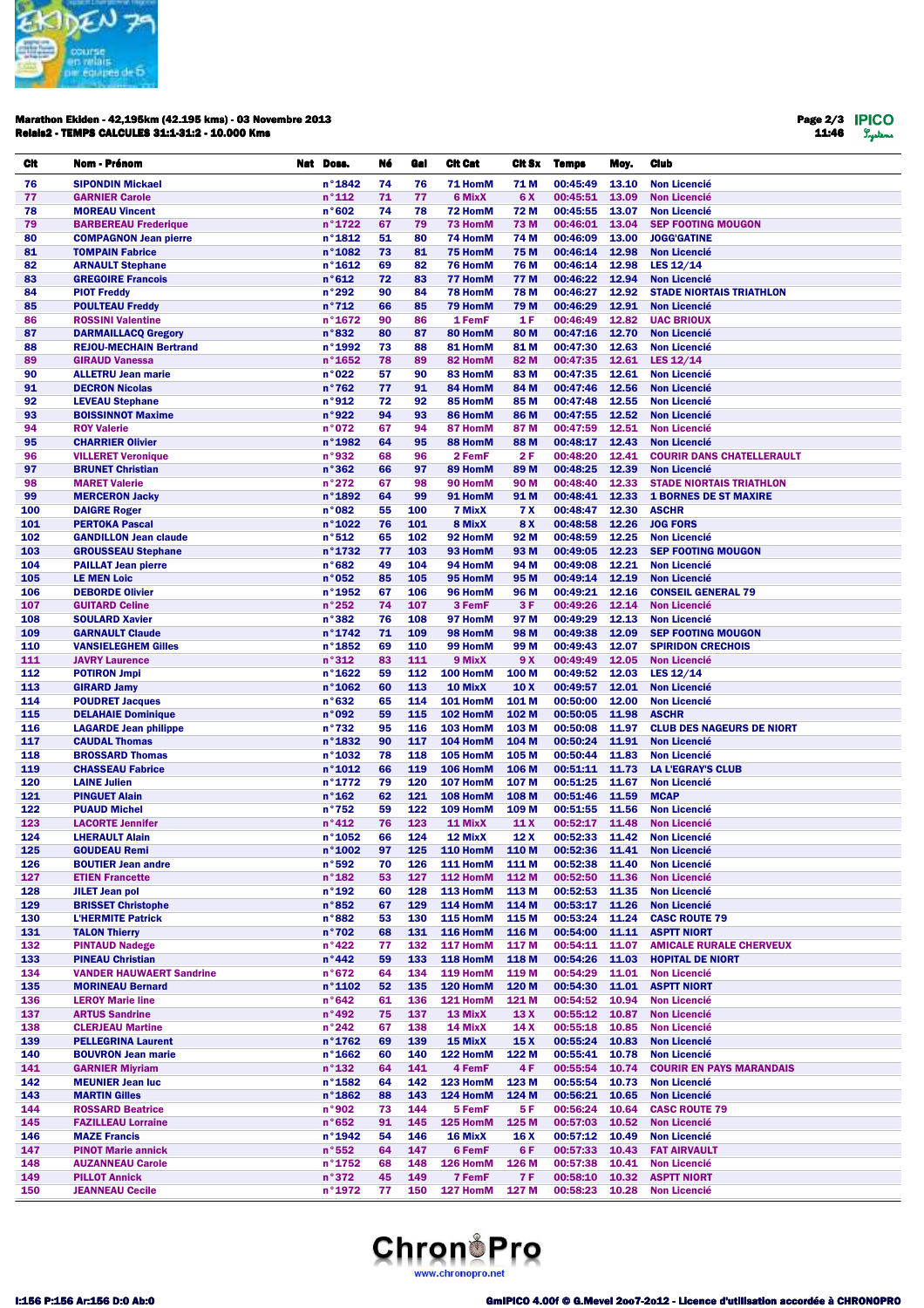**Marathon Ekiden - 42,195km (42.195 kms) - 03 Novembre 2013**
**Relais2 - TEMPS CALCULES 31:1-31:2 - 10.000 Kms**

| Clt | Nom - Prénom | Nat | Doss. | Né | Gal | Clt Cat | Clt Sx | Temps | Moy. | Club |
|---|---|---|---|---|---|---|---|---|---|---|
| 76 | SIPONDIN Mickael | | n°1842 | 74 | 76 | 71 HomM | 71 M | 00:45:49 | 13.10 | Non Licencié |
| 77 | GARNIER Carole | | n°112 | 71 | 77 | 6 MixX | 6 X | 00:45:51 | 13.09 | Non Licencié |
| 78 | MOREAU Vincent | | n°602 | 74 | 78 | 72 HomM | 72 M | 00:45:55 | 13.07 | Non Licencié |
| 79 | BARBEREAU Frederique | | n°1722 | 67 | 79 | 73 HomM | 73 M | 00:46:01 | 13.04 | SEP FOOTING MOUGON |
| 80 | COMPAGNON Jean pierre | | n°1812 | 51 | 80 | 74 HomM | 74 M | 00:46:09 | 13.00 | JOGG'GATINE |
| 81 | TOMPAIN Fabrice | | n°1082 | 73 | 81 | 75 HomM | 75 M | 00:46:14 | 12.98 | Non Licencié |
| 82 | ARNAULT Stephane | | n°1612 | 69 | 82 | 76 HomM | 76 M | 00:46:14 | 12.98 | LES 12/14 |
| 83 | GREGOIRE Francois | | n°612 | 72 | 83 | 77 HomM | 77 M | 00:46:22 | 12.94 | Non Licencié |
| 84 | PIOT Freddy | | n°292 | 90 | 84 | 78 HomM | 78 M | 00:46:27 | 12.92 | STADE NIORTAIS TRIATHLON |
| 85 | POULTEAU Freddy | | n°712 | 66 | 85 | 79 HomM | 79 M | 00:46:29 | 12.91 | Non Licencié |
| 86 | ROSSINI Valentine | | n°1672 | 90 | 86 | 1 FemF | 1 F | 00:46:49 | 12.82 | UAC BRIOUX |
| 87 | DARMAILLACQ Gregory | | n°832 | 80 | 87 | 80 HomM | 80 M | 00:47:16 | 12.70 | Non Licencié |
| 88 | REJOU-MECHAIN Bertrand | | n°1992 | 73 | 88 | 81 HomM | 81 M | 00:47:30 | 12.63 | Non Licencié |
| 89 | GIRAUD Vanessa | | n°1652 | 78 | 89 | 82 HomM | 82 M | 00:47:35 | 12.61 | LES 12/14 |
| 90 | ALLETRU Jean marie | | n°022 | 57 | 90 | 83 HomM | 83 M | 00:47:35 | 12.61 | Non Licencié |
| 91 | DECRON Nicolas | | n°762 | 77 | 91 | 84 HomM | 84 M | 00:47:46 | 12.56 | Non Licencié |
| 92 | LEVEAU Stephane | | n°912 | 72 | 92 | 85 HomM | 85 M | 00:47:48 | 12.55 | Non Licencié |
| 93 | BOISSINNOT Maxime | | n°922 | 94 | 93 | 86 HomM | 86 M | 00:47:55 | 12.52 | Non Licencié |
| 94 | ROY Valerie | | n°072 | 67 | 94 | 87 HomM | 87 M | 00:47:59 | 12.51 | Non Licencié |
| 95 | CHARRIER Olivier | | n°1982 | 64 | 95 | 88 HomM | 88 M | 00:48:17 | 12.43 | Non Licencié |
| 96 | VILLERET Veronique | | n°932 | 68 | 96 | 2 FemF | 2 F | 00:48:20 | 12.41 | COURIR DANS CHATELLERAULT |
| 97 | BRUNET Christian | | n°362 | 66 | 97 | 89 HomM | 89 M | 00:48:25 | 12.39 | Non Licencié |
| 98 | MARET Valerie | | n°272 | 67 | 98 | 90 HomM | 90 M | 00:48:40 | 12.33 | STADE NIORTAIS TRIATHLON |
| 99 | MERCERON Jacky | | n°1892 | 64 | 99 | 91 HomM | 91 M | 00:48:41 | 12.33 | 1 BORNES DE ST MAXIRE |
| 100 | DAIGRE Roger | | n°082 | 55 | 100 | 7 MixX | 7 X | 00:48:47 | 12.30 | ASCHR |
| 101 | PERTOKA Pascal | | n°1022 | 76 | 101 | 8 MixX | 8 X | 00:48:58 | 12.26 | JOG FORS |
| 102 | GANDILLON Jean claude | | n°512 | 65 | 102 | 92 HomM | 92 M | 00:48:59 | 12.25 | Non Licencié |
| 103 | GROUSSEAU Stephane | | n°1732 | 77 | 103 | 93 HomM | 93 M | 00:49:05 | 12.23 | SEP FOOTING MOUGON |
| 104 | PAILLAT Jean pierre | | n°682 | 49 | 104 | 94 HomM | 94 M | 00:49:08 | 12.21 | Non Licencié |
| 105 | LE MEN Loic | | n°052 | 85 | 105 | 95 HomM | 95 M | 00:49:14 | 12.19 | Non Licencié |
| 106 | DEBORDE Olivier | | n°1952 | 67 | 106 | 96 HomM | 96 M | 00:49:21 | 12.16 | CONSEIL GENERAL 79 |
| 107 | GUITARD Celine | | n°252 | 74 | 107 | 3 FemF | 3 F | 00:49:26 | 12.14 | Non Licencié |
| 108 | SOULARD Xavier | | n°382 | 76 | 108 | 97 HomM | 97 M | 00:49:29 | 12.13 | Non Licencié |
| 109 | GARNAULT Claude | | n°1742 | 71 | 109 | 98 HomM | 98 M | 00:49:38 | 12.09 | SEP FOOTING MOUGON |
| 110 | VANSIELEGHEM Gilles | | n°1852 | 69 | 110 | 99 HomM | 99 M | 00:49:43 | 12.07 | SPIRIDON CRECHOIS |
| 111 | JAVRY Laurence | | n°312 | 83 | 111 | 9 MixX | 9 X | 00:49:49 | 12.05 | Non Licencié |
| 112 | POTIRON Jmpi | | n°1622 | 59 | 112 | 100 HomM | 100 M | 00:49:52 | 12.03 | LES 12/14 |
| 113 | GIRARD Jamy | | n°1062 | 60 | 113 | 10 MixX | 10 X | 00:49:57 | 12.01 | Non Licencié |
| 114 | POUDRET Jacques | | n°632 | 65 | 114 | 101 HomM | 101 M | 00:50:00 | 12.00 | Non Licencié |
| 115 | DELAHAIE Dominique | | n°092 | 59 | 115 | 102 HomM | 102 M | 00:50:05 | 11.98 | ASCHR |
| 116 | LAGARDE Jean philippe | | n°732 | 95 | 116 | 103 HomM | 103 M | 00:50:08 | 11.97 | CLUB DES NAGEURS DE NIORT |
| 117 | CAUDAL Thomas | | n°1832 | 90 | 117 | 104 HomM | 104 M | 00:50:24 | 11.91 | Non Licencié |
| 118 | BROSSARD Thomas | | n°1032 | 78 | 118 | 105 HomM | 105 M | 00:50:44 | 11.83 | Non Licencié |
| 119 | CHASSEAU Fabrice | | n°1012 | 66 | 119 | 106 HomM | 106 M | 00:51:11 | 11.73 | LA L'EGRAY'S CLUB |
| 120 | LAINE Julien | | n°1772 | 79 | 120 | 107 HomM | 107 M | 00:51:25 | 11.67 | Non Licencié |
| 121 | PINGUET Alain | | n°162 | 62 | 121 | 108 HomM | 108 M | 00:51:46 | 11.59 | MCAP |
| 122 | PUAUD Michel | | n°752 | 59 | 122 | 109 HomM | 109 M | 00:51:55 | 11.56 | Non Licencié |
| 123 | LACORTE Jennifer | | n°412 | 76 | 123 | 11 MixX | 11 X | 00:52:17 | 11.48 | Non Licencié |
| 124 | LHERAULT Alain | | n°1052 | 66 | 124 | 12 MixX | 12 X | 00:52:33 | 11.42 | Non Licencié |
| 125 | GOUDEAU Remi | | n°1002 | 97 | 125 | 110 HomM | 110 M | 00:52:36 | 11.41 | Non Licencié |
| 126 | BOUTIER Jean andre | | n°592 | 70 | 126 | 111 HomM | 111 M | 00:52:38 | 11.40 | Non Licencié |
| 127 | ETIEN Francette | | n°182 | 53 | 127 | 112 HomM | 112 M | 00:52:50 | 11.36 | Non Licencié |
| 128 | JILET Jean pol | | n°192 | 60 | 128 | 113 HomM | 113 M | 00:52:53 | 11.35 | Non Licencié |
| 129 | BRISSET Christophe | | n°852 | 67 | 129 | 114 HomM | 114 M | 00:53:17 | 11.26 | Non Licencié |
| 130 | L'HERMITE Patrick | | n°882 | 53 | 130 | 115 HomM | 115 M | 00:53:24 | 11.24 | CASC ROUTE 79 |
| 131 | TALON Thierry | | n°702 | 68 | 131 | 116 HomM | 116 M | 00:54:00 | 11.11 | ASPTT NIORT |
| 132 | PINTAUD Nadege | | n°422 | 77 | 132 | 117 HomM | 117 M | 00:54:11 | 11.07 | AMICALE RURALE CHERVEUX |
| 133 | PINEAU Christian | | n°442 | 59 | 133 | 118 HomM | 118 M | 00:54:26 | 11.03 | HOPITAL DE NIORT |
| 134 | VANDER HAUWAERT Sandrine | | n°672 | 64 | 134 | 119 HomM | 119 M | 00:54:29 | 11.01 | Non Licencié |
| 135 | MORINEAU Bernard | | n°1102 | 52 | 135 | 120 HomM | 120 M | 00:54:30 | 11.01 | ASPTT NIORT |
| 136 | LEROY Marie line | | n°642 | 61 | 136 | 121 HomM | 121 M | 00:54:52 | 10.94 | Non Licencié |
| 137 | ARTUS Sandrine | | n°492 | 75 | 137 | 13 MixX | 13 X | 00:55:12 | 10.87 | Non Licencié |
| 138 | CLERJEAU Martine | | n°242 | 67 | 138 | 14 MixX | 14 X | 00:55:18 | 10.85 | Non Licencié |
| 139 | PELLEGRINA Laurent | | n°1762 | 69 | 139 | 15 MixX | 15 X | 00:55:24 | 10.83 | Non Licencié |
| 140 | BOUVRON Jean marie | | n°1662 | 60 | 140 | 122 HomM | 122 M | 00:55:41 | 10.78 | Non Licencié |
| 141 | GARNIER Miyriam | | n°132 | 64 | 141 | 4 FemF | 4 F | 00:55:54 | 10.74 | COURIR EN PAYS MARANDAIS |
| 142 | MEUNIER Jean luc | | n°1582 | 64 | 142 | 123 HomM | 123 M | 00:55:54 | 10.73 | Non Licencié |
| 143 | MARTIN Gilles | | n°1862 | 88 | 143 | 124 HomM | 124 M | 00:56:21 | 10.65 | Non Licencié |
| 144 | ROSSARD Beatrice | | n°902 | 73 | 144 | 5 FemF | 5 F | 00:56:24 | 10.64 | CASC ROUTE 79 |
| 145 | FAZILLEAU Lorraine | | n°652 | 91 | 145 | 125 HomM | 125 M | 00:57:03 | 10.52 | Non Licencié |
| 146 | MAZE Francis | | n°1942 | 54 | 146 | 16 MixX | 16 X | 00:57:12 | 10.49 | Non Licencié |
| 147 | PINOT Marie annick | | n°552 | 64 | 147 | 6 FemF | 6 F | 00:57:33 | 10.43 | FAT AIRVAULT |
| 148 | AUZANNEAU Carole | | n°1752 | 68 | 148 | 126 HomM | 126 M | 00:57:38 | 10.41 | Non Licencié |
| 149 | PILLOT Annick | | n°372 | 45 | 149 | 7 FemF | 7 F | 00:58:10 | 10.32 | ASPTT NIORT |
| 150 | JEANNEAU Cecile | | n°1972 | 77 | 150 | 127 HomM | 127 M | 00:58:23 | 10.28 | Non Licencié |

I:156 P:156 Ar:156 D:0 Ab:0

GmIPICO 4.00f © G.Mevel 2007-2012 - Licence d'utilisation accordée à CHRONOPRO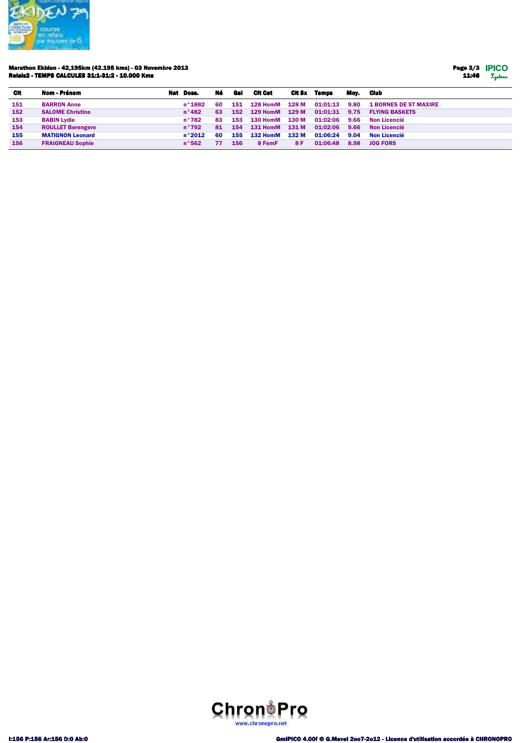**Marathon Ekiden - 42,195km (42.195 kms) - 03 Novembre 2013**
**Relais2 - TEMPS CALCULES 31:1-31:2 - 10.000 Kms**

| Clt | Nom - Prénom | Nat | Doss. | Né | Gal | Clt Cat | Clt Sx | Temps | Moy. | Club |
|---|---|---|---|---|---|---|---|---|---|---|
| 151 | BARRON Anne | | n°1882 | 60 | 151 | 128 HomM | 128 M | 01:01:13 | 9.80 | 1 BORNES DE ST MAXIRE |
| 152 | SALOME Christine | | n°482 | 63 | 152 | 129 HomM | 129 M | 01:01:31 | 9.75 | FLYING BASKETS |
| 153 | BABIN Lydie | | n°782 | 83 | 153 | 130 HomM | 130 M | 01:02:06 | 9.66 | Non Licencié |
| 154 | ROULLET Berengere | | n°792 | 81 | 154 | 131 HomM | 131 M | 01:02:06 | 9.66 | Non Licencié |
| 155 | MATIGNON Leonard | | n°2012 | 60 | 155 | 132 HomM | 132 M | 01:06:24 | 9.04 | Non Licencié |
| 156 | FRAIGNEAU Sophie | | n°562 | 77 | 156 | 8 FemF | 8 F | 01:06:48 | 8.98 | JOG FORS |

I:156 P:156 Ar:156 D:0 Ab:0

GmIPICO 4.00f © G.Mevel 2oo7-2o12 - Licence d'utilisation accordée à CHRONOPRO